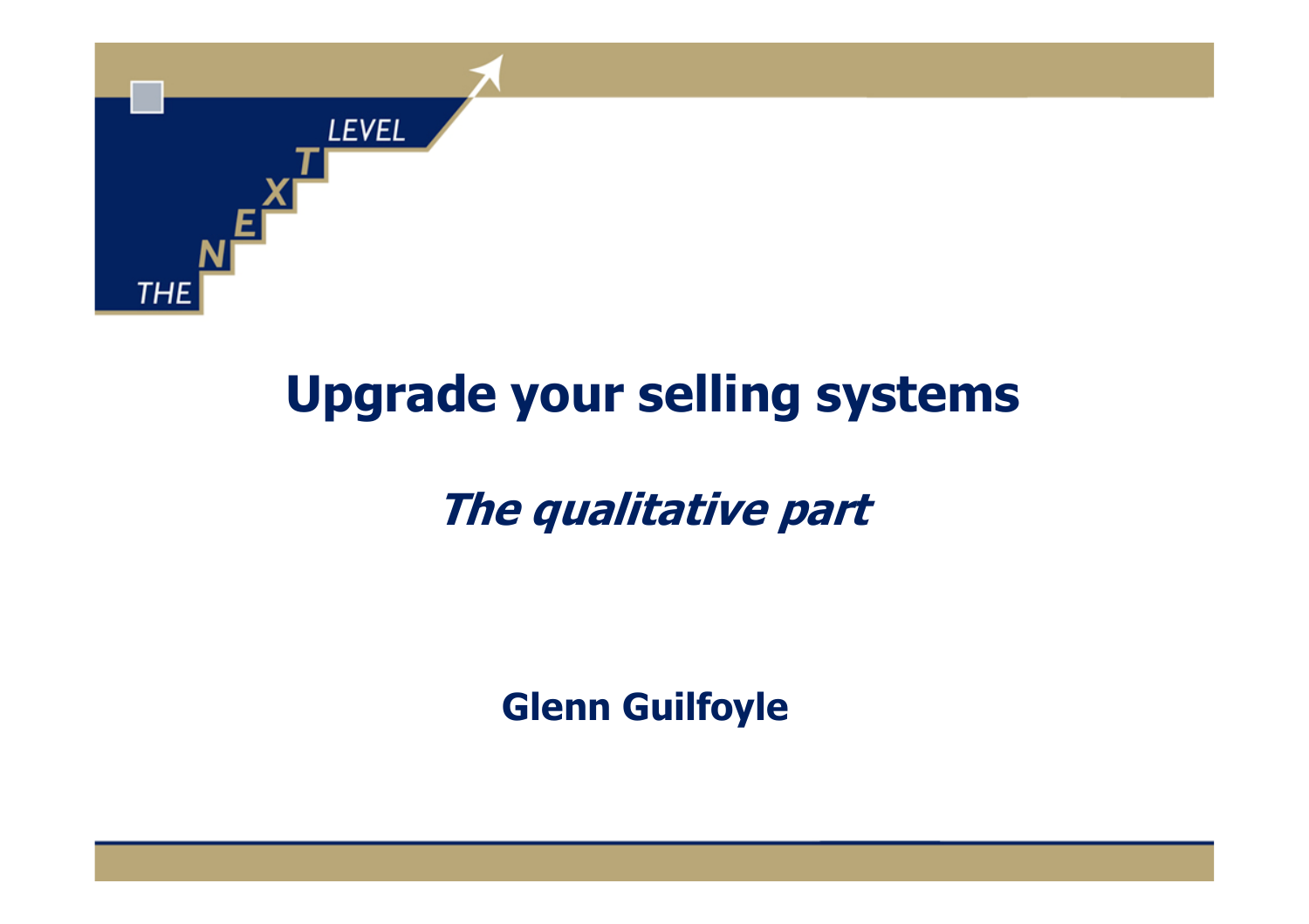THE NEXT LEVEL

# Upgrade your selling systems

## *The qualitative part*

**Glenn Guilfoyle**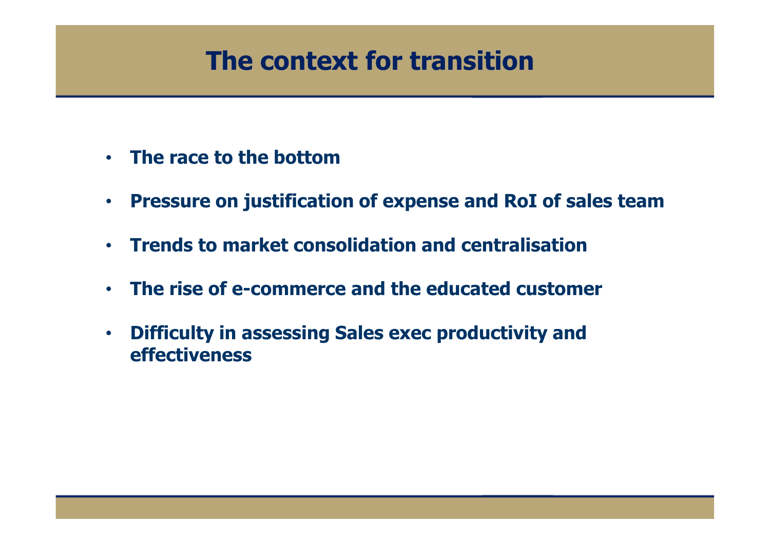# The context for transition

- **The race to the bottom**
- **Pressure on justification of expense and RoI of sales team**
- **Trends to market consolidation and centralisation**
- **The rise of e-commerce and the educated customer**
- **Difficulty in assessing Sales exec productivity and effectiveness**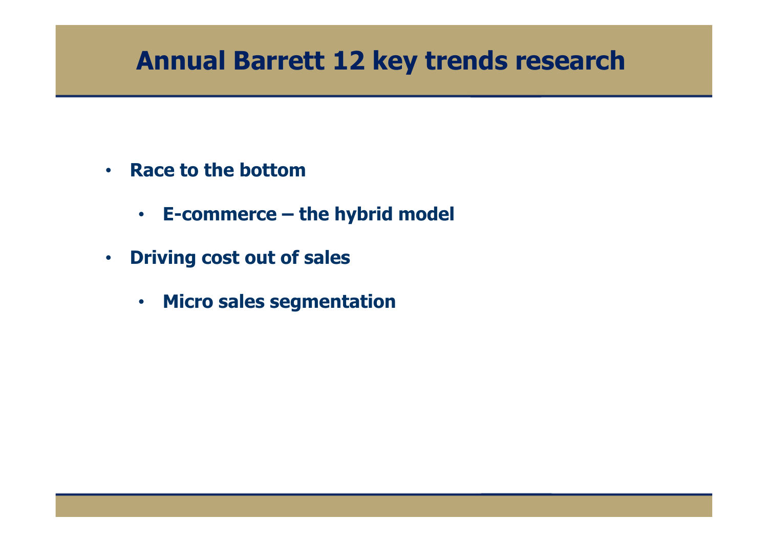# Annual Barrett 12 key trends research

- **Race to the bottom**
  - **E-commerce – the hybrid model**
- **Driving cost out of sales**
  - **Micro sales segmentation**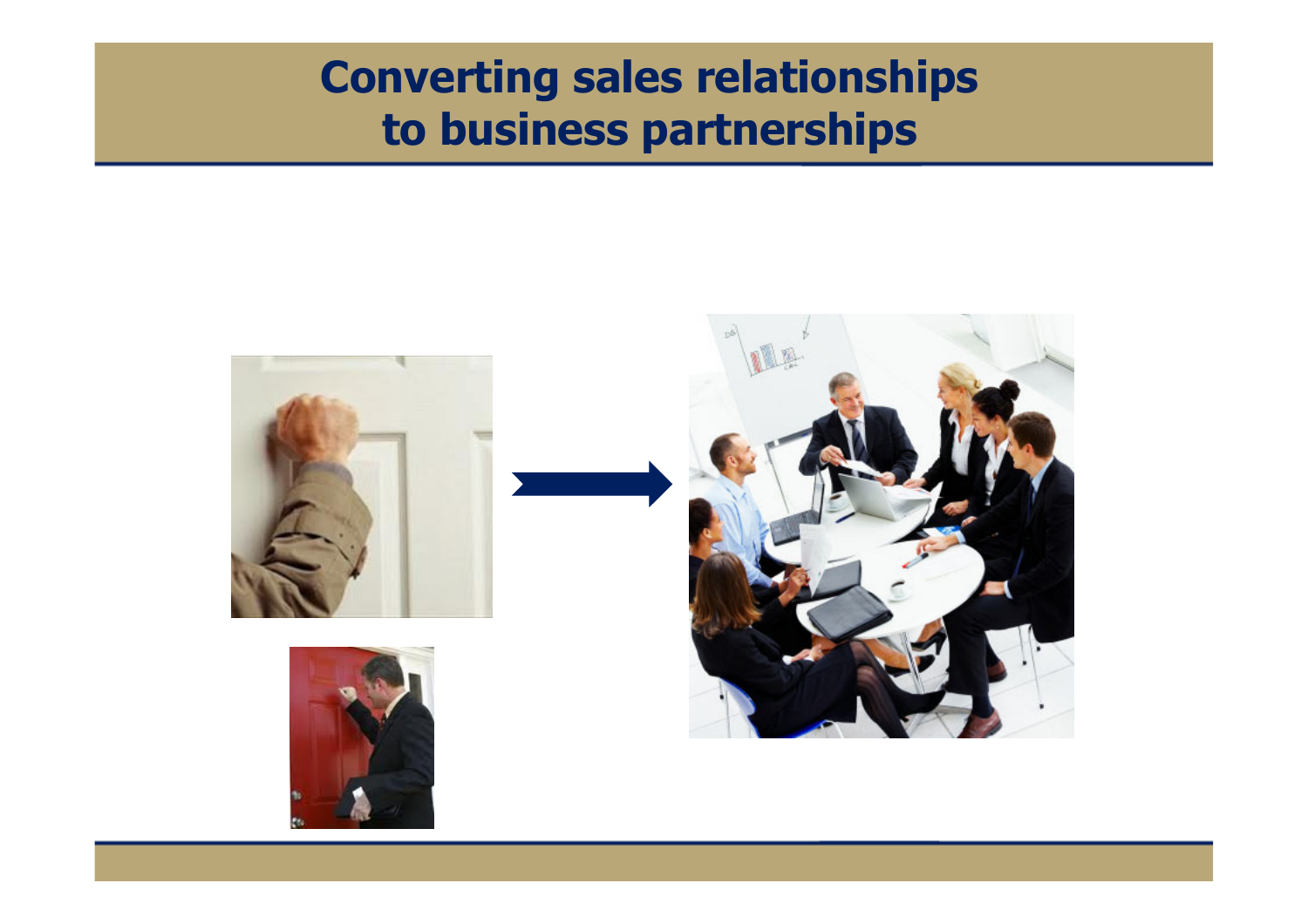# Converting sales relationships to business partnerships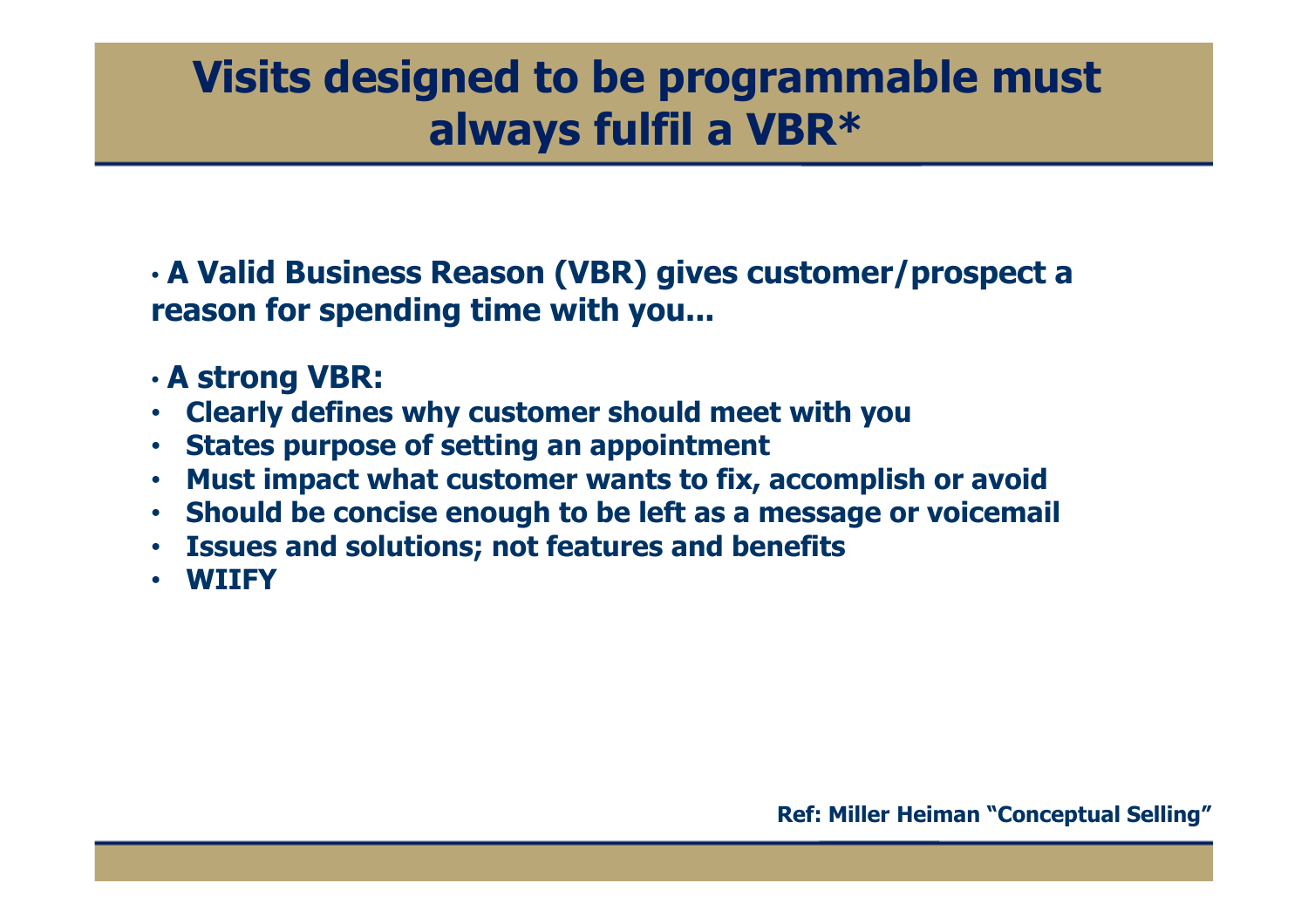# Visits designed to be programmable must always fulfil a VBR*

- **A Valid Business Reason (VBR) gives customer/prospect a reason for spending time with you…**

- **A strong VBR:**
- **Clearly defines why customer should meet with you**
- **States purpose of setting an appointment**
- **Must impact what customer wants to fix, accomplish or avoid**
- **Should be concise enough to be left as a message or voicemail**
- **Issues and solutions; not features and benefits**
- **WIIFY**

**Ref: Miller Heiman "Conceptual Selling"**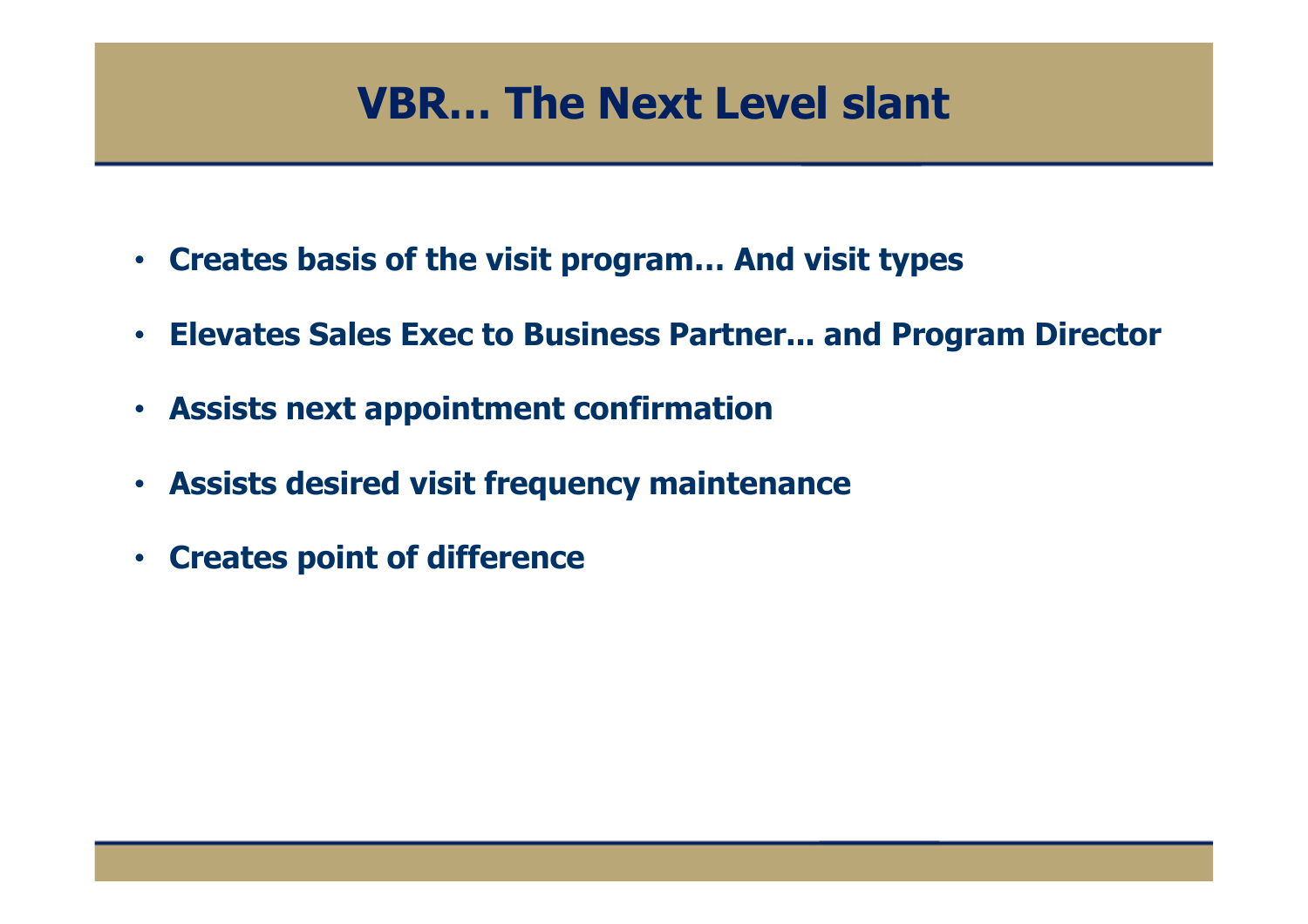# VBR… The Next Level slant

- Creates basis of the visit program… And visit types
- Elevates Sales Exec to Business Partner… and Program Director
- Assists next appointment confirmation
- Assists desired visit frequency maintenance
- Creates point of difference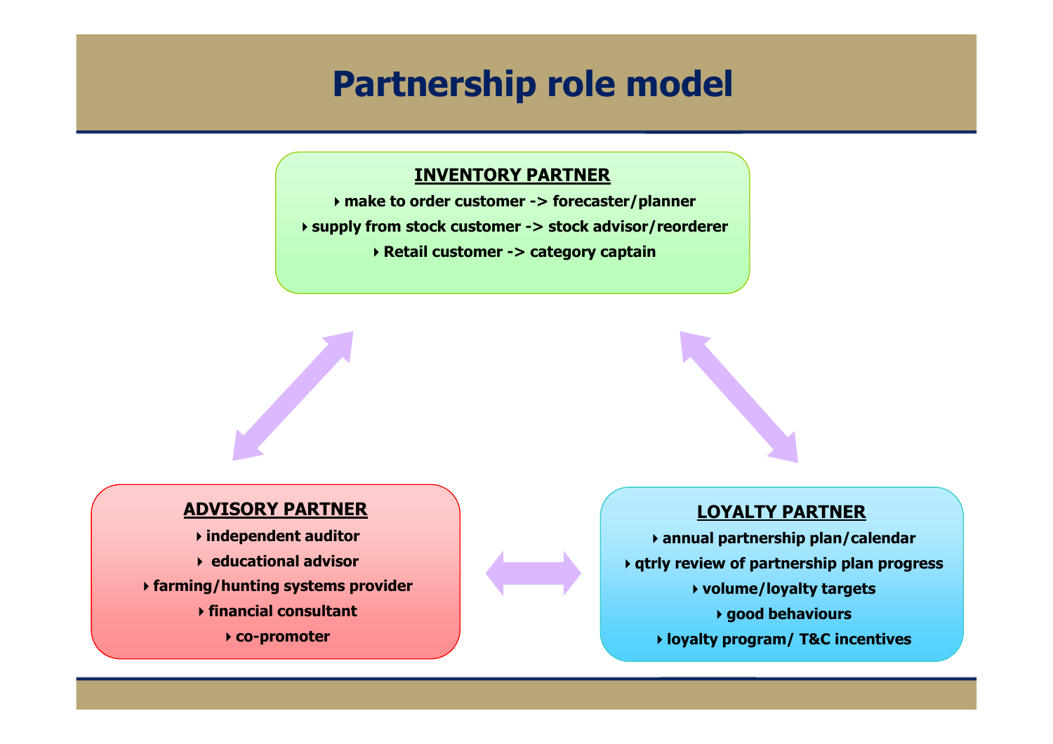# Partnership role model

## INVENTORY PARTNER

- make to order customer -> forecaster/planner
- supply from stock customer -> stock advisor/reorderer
- Retail customer -> category captain

## ADVISORY PARTNER

- independent auditor
- educational advisor
- farming/hunting systems provider
- financial consultant
- co-promoter

## LOYALTY PARTNER

- annual partnership plan/calendar
- qtrly review of partnership plan progress
- volume/loyalty targets
- good behaviours
- loyalty program/ T&C incentives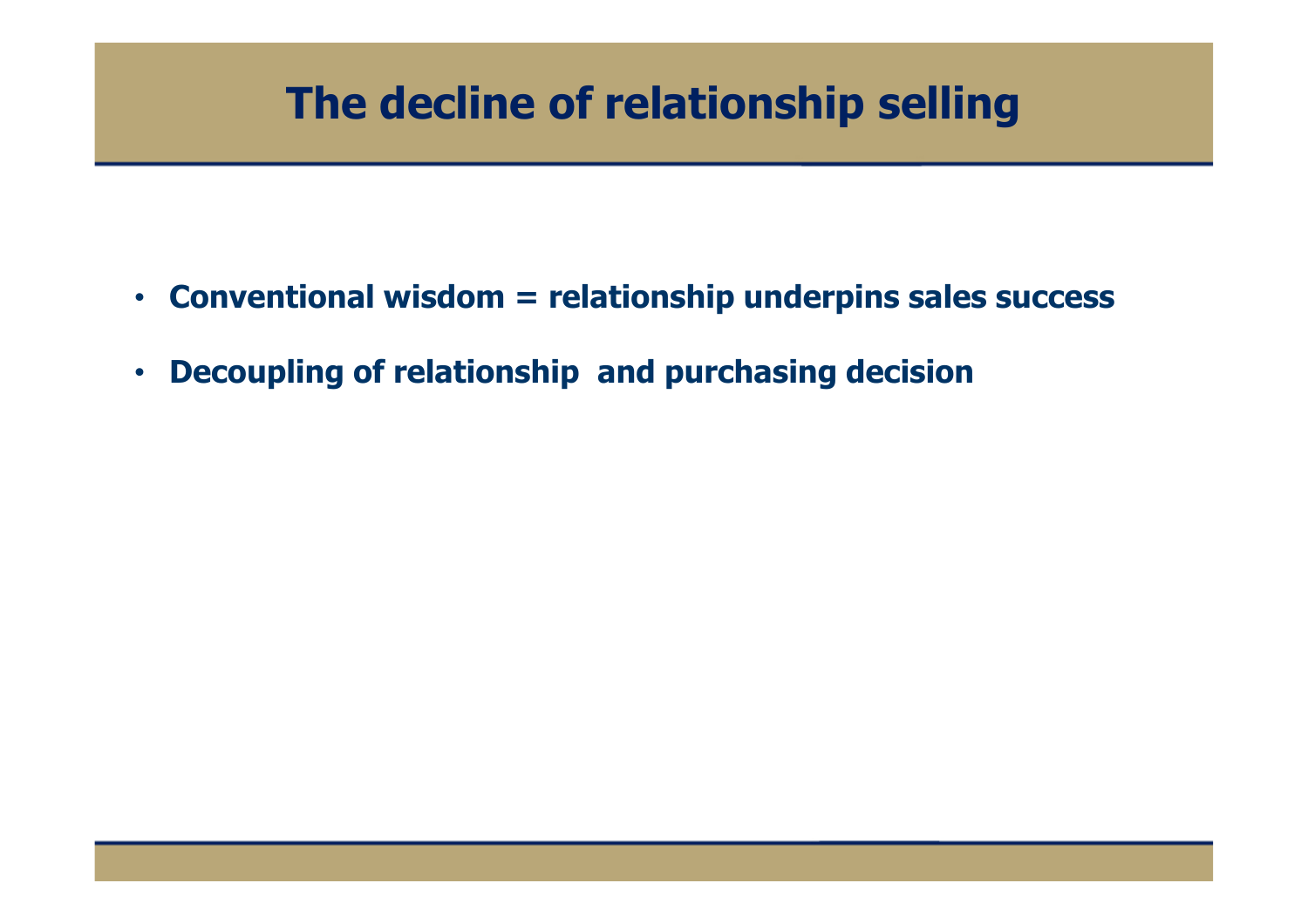# The decline of relationship selling

- **Conventional wisdom = relationship underpins sales success**
- **Decoupling of relationship  and purchasing decision**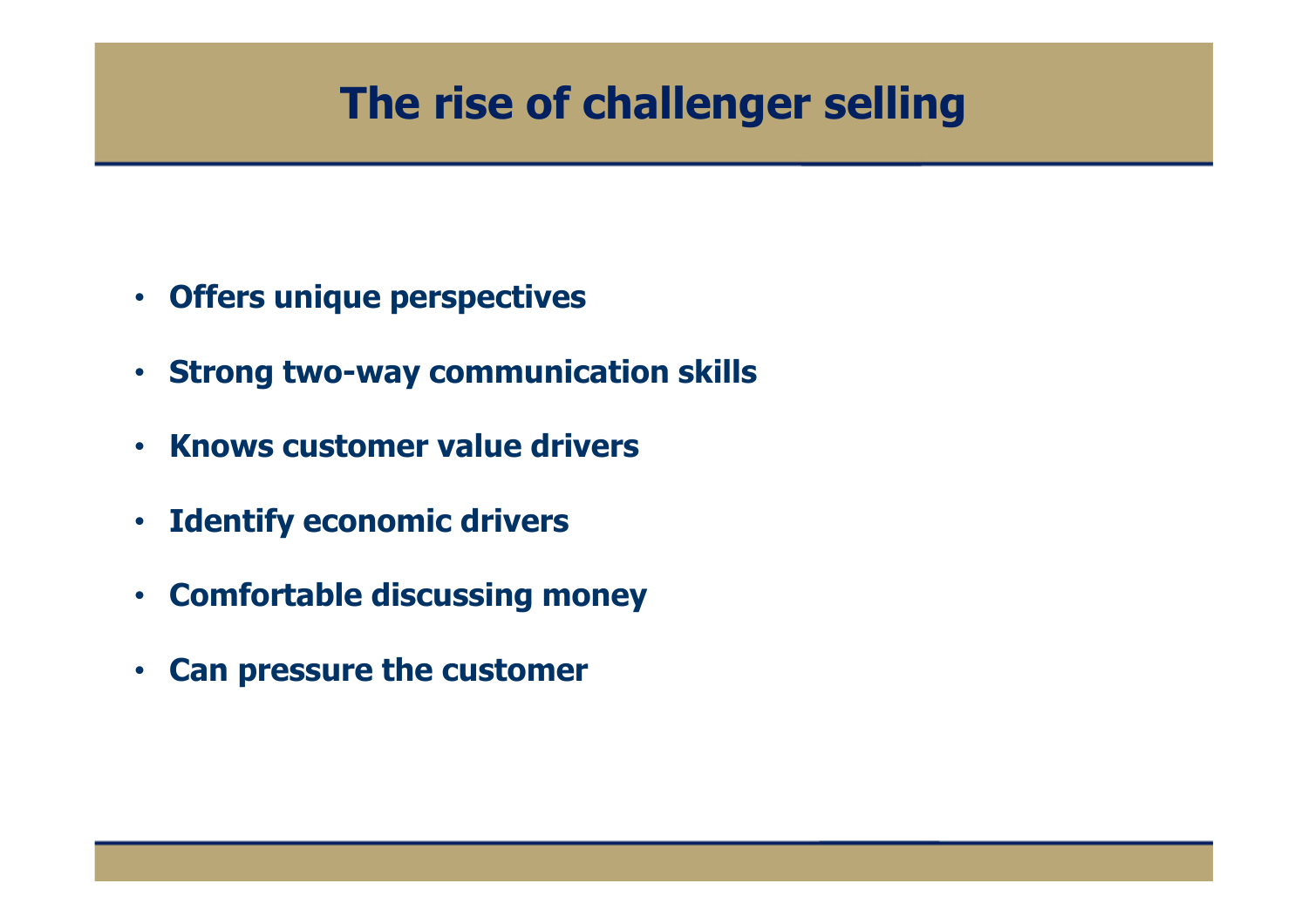# The rise of challenger selling

- **Offers unique perspectives**
- **Strong two-way communication skills**
- **Knows customer value drivers**
- **Identify economic drivers**
- **Comfortable discussing money**
- **Can pressure the customer**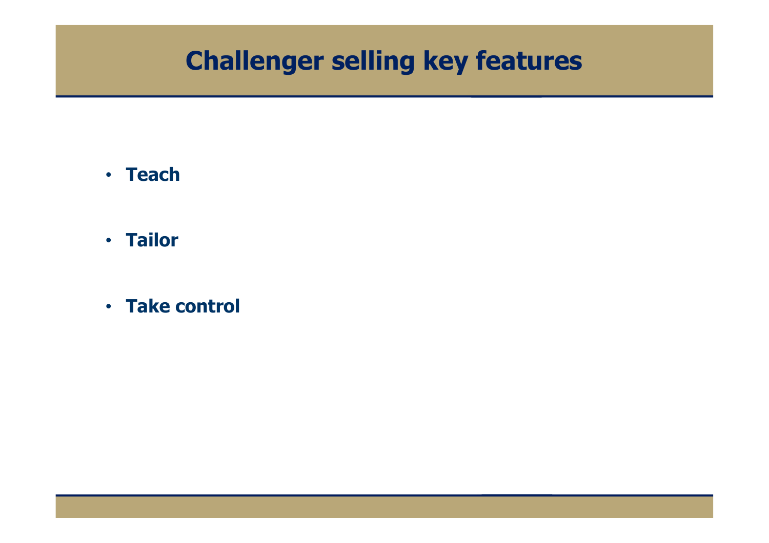# Challenger selling key features

- **Teach**
- **Tailor**
- **Take control**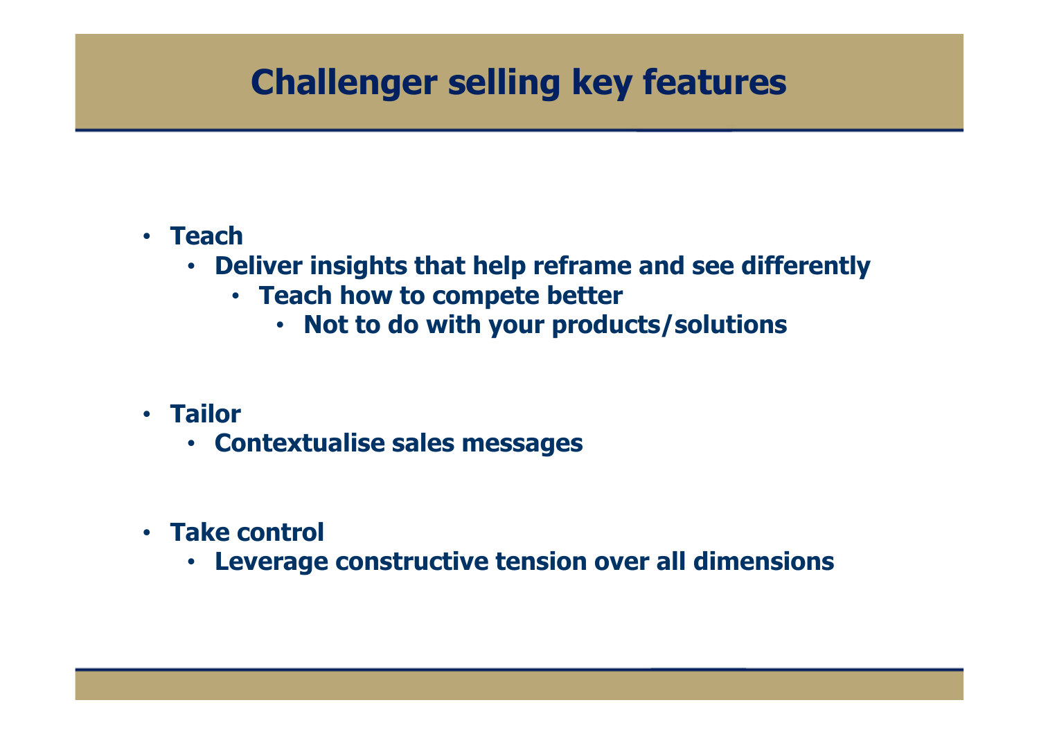# Challenger selling key features

- Teach
  - Deliver insights that help reframe and see differently
    - Teach how to compete better
      - Not to do with your products/solutions
- Tailor
  - Contextualise sales messages
- Take control
  - Leverage constructive tension over all dimensions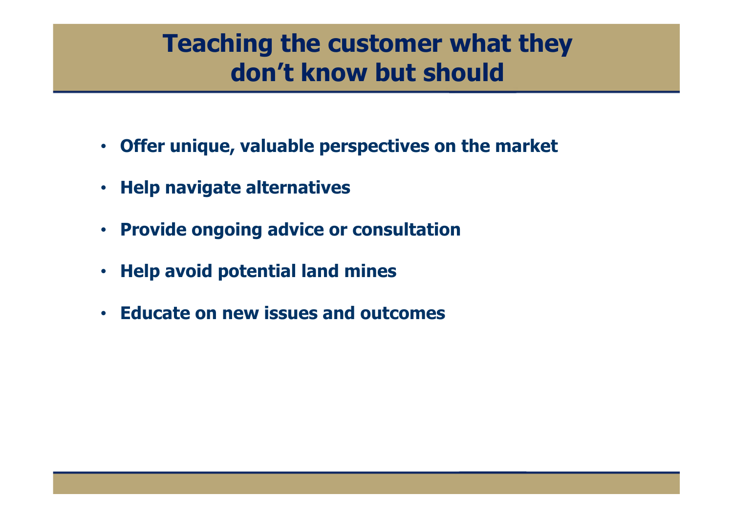# Teaching the customer what they don't know but should

- **Offer unique, valuable perspectives on the market**
- **Help navigate alternatives**
- **Provide ongoing advice or consultation**
- **Help avoid potential land mines**
- **Educate on new issues and outcomes**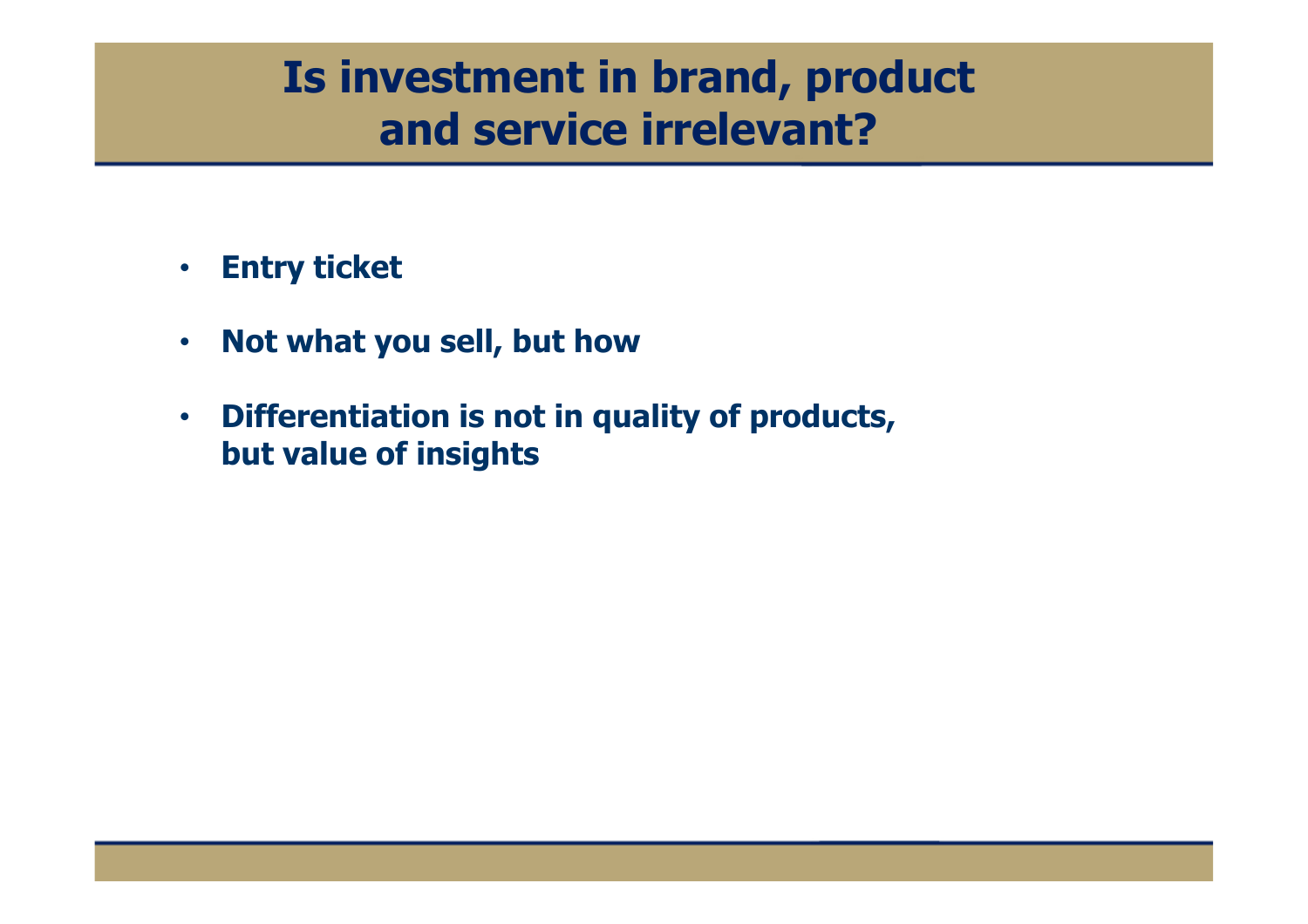# Is investment in brand, product and service irrelevant?

- **Entry ticket**
- **Not what you sell, but how**
- **Differentiation is not in quality of products, but value of insights**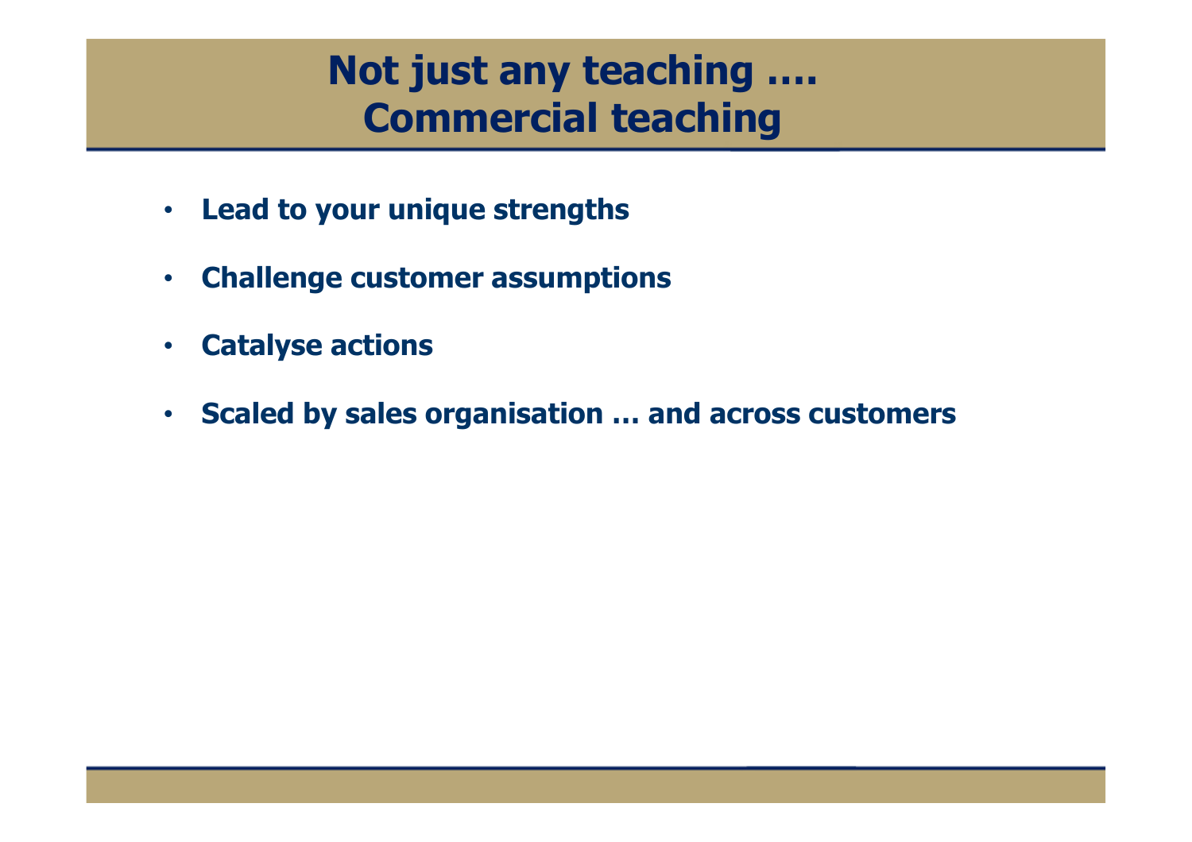# Not just any teaching ….
# Commercial teaching

- **Lead to your unique strengths**
- **Challenge customer assumptions**
- **Catalyse actions**
- **Scaled by sales organisation … and across customers**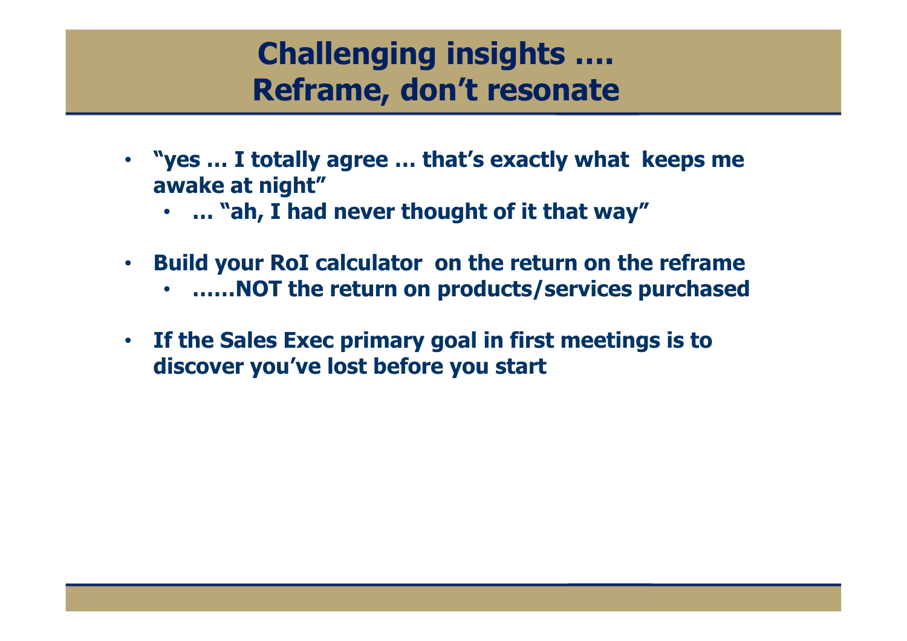# Challenging insights ….
# Reframe, don't resonate

- **"yes … I totally agree … that's exactly what keeps me awake at night"**
  - **… "ah, I had never thought of it that way"**

- **Build your RoI calculator on the return on the reframe**
  - **……NOT the return on products/services purchased**

- **If the Sales Exec primary goal in first meetings is to discover you've lost before you start**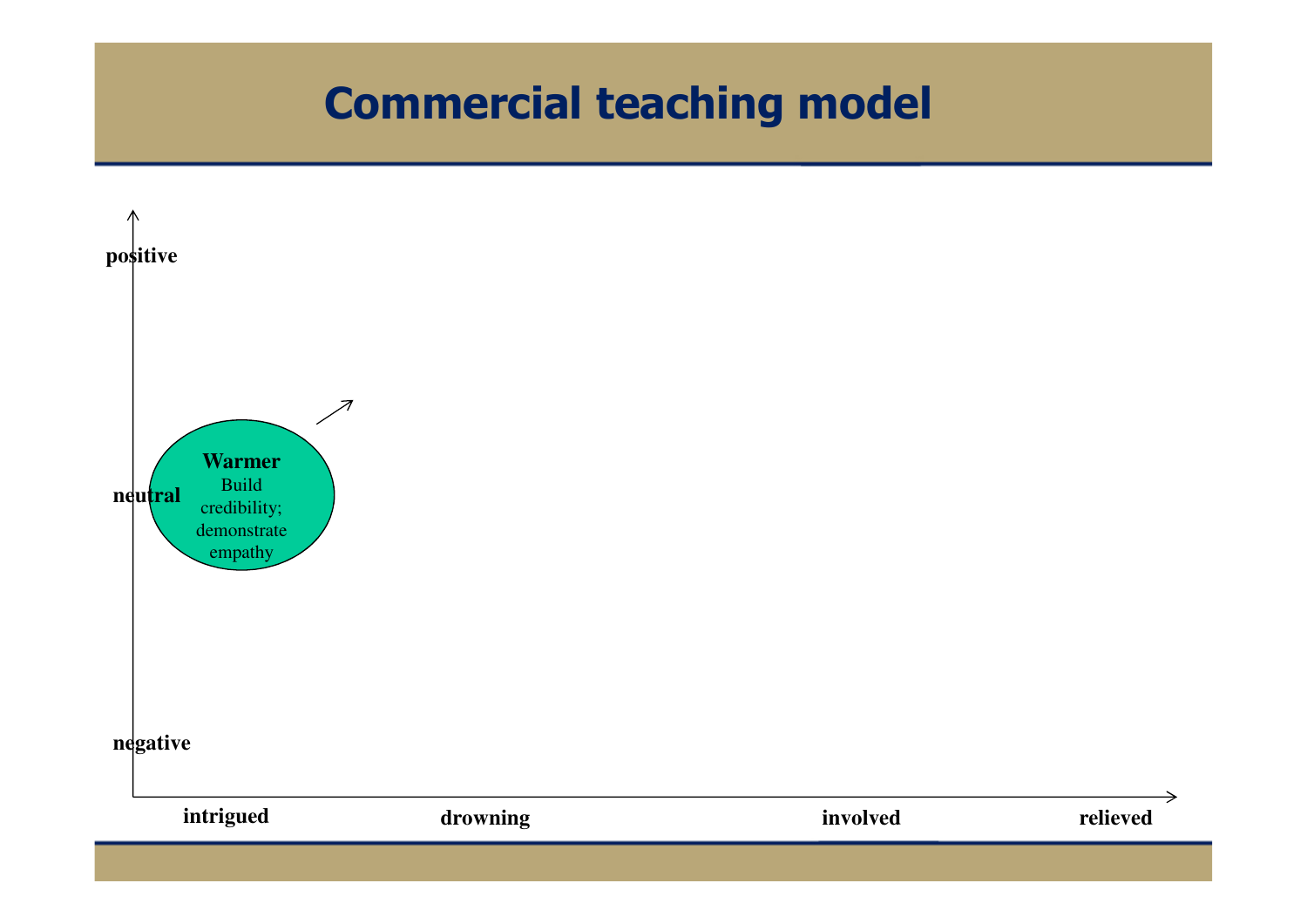# Commercial teaching model

positive

neutral

negative

**Warmer**
Build credibility; demonstrate empathy

intrigued | drowning | involved | relieved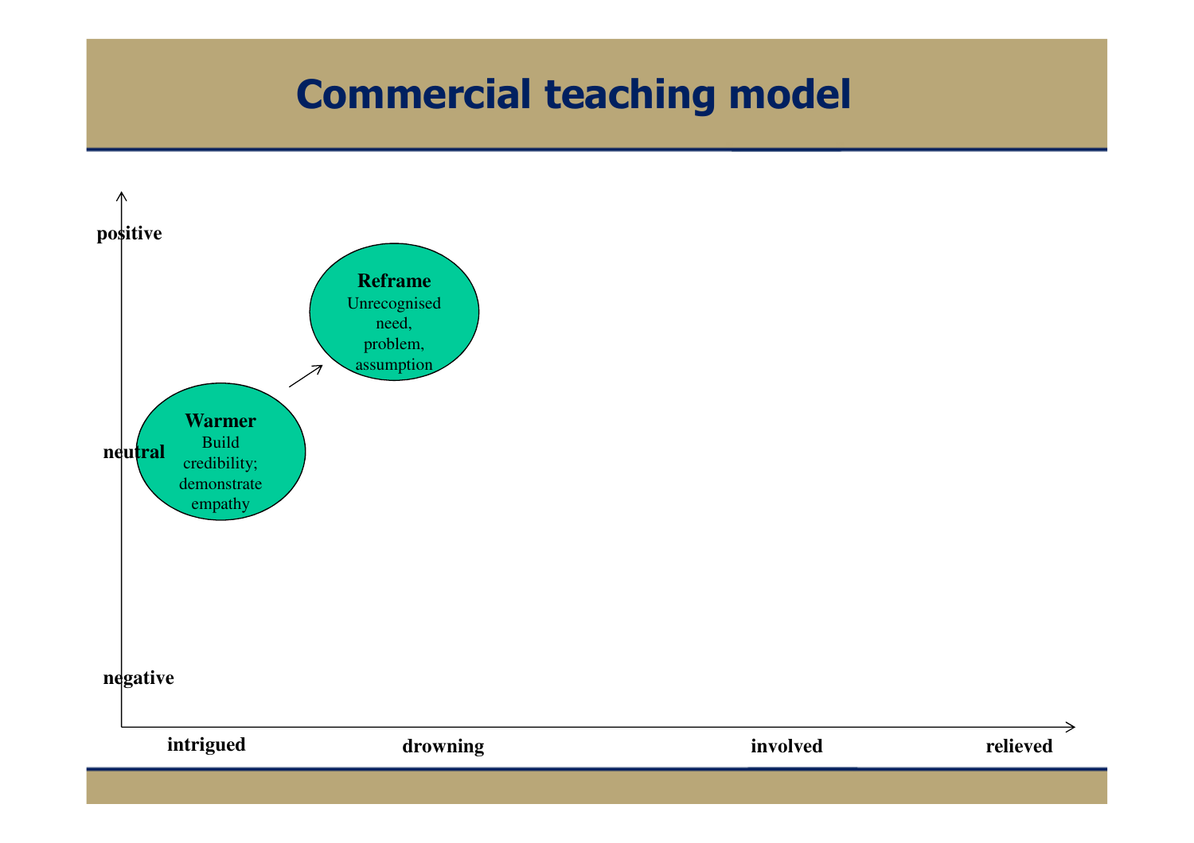# Commercial teaching model

positive

neutral

negative

**Warmer**
Build credibility; demonstrate empathy

**Reframe**
Unrecognised need, problem, assumption

intrigued

drowning

involved

relieved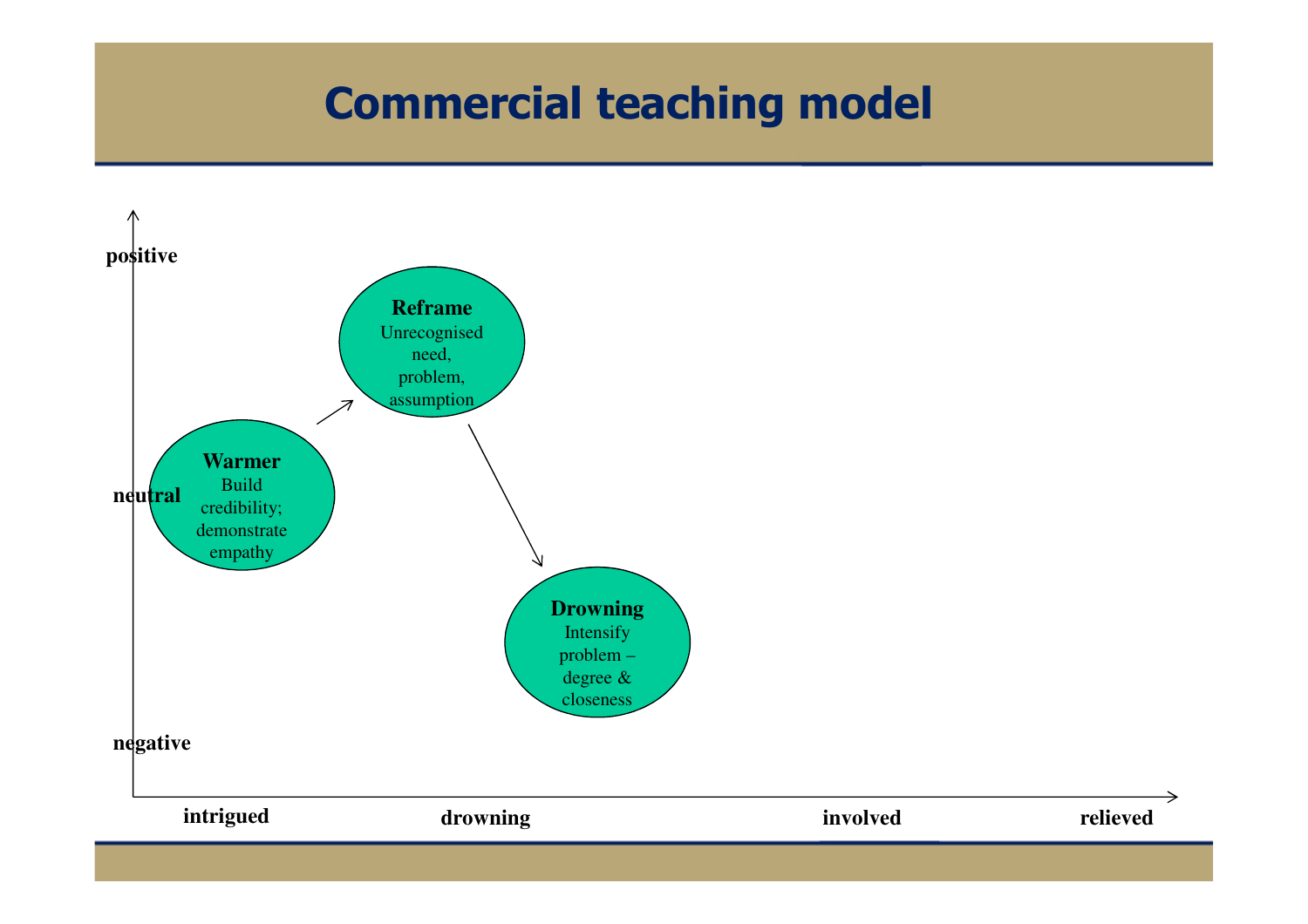# Commercial teaching model

positive

neutral

negative

**Warmer**
Build credibility; demonstrate empathy

**Reframe**
Unrecognised need, problem, assumption

**Drowning**
Intensify problem – degree & closeness

intrigued | drowning | involved | relieved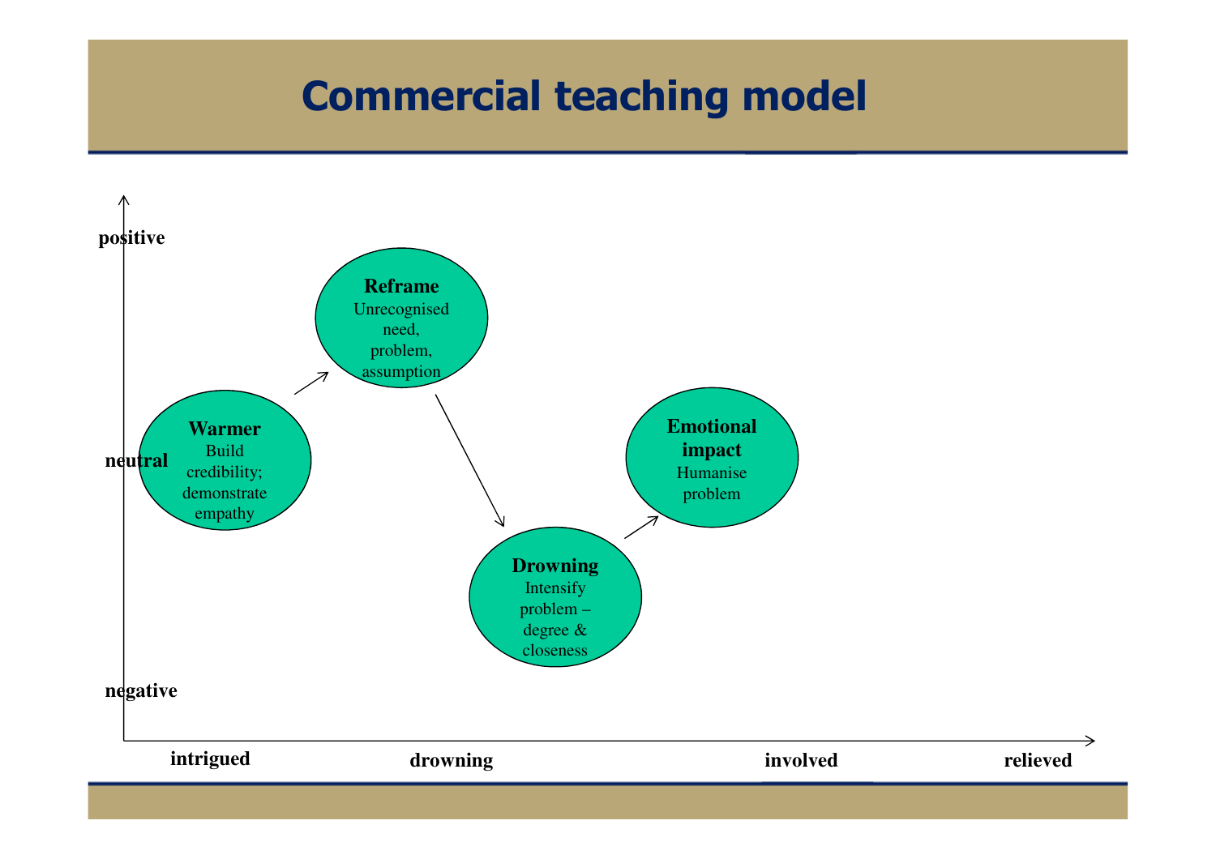# Commercial teaching model

positive

neutral

negative

**Warmer**
Build credibility; demonstrate empathy

**Reframe**
Unrecognised need, problem, assumption

**Drowning**
Intensify problem – degree & closeness

**Emotional impact**
Humanise problem

intrigued | drowning | involved | relieved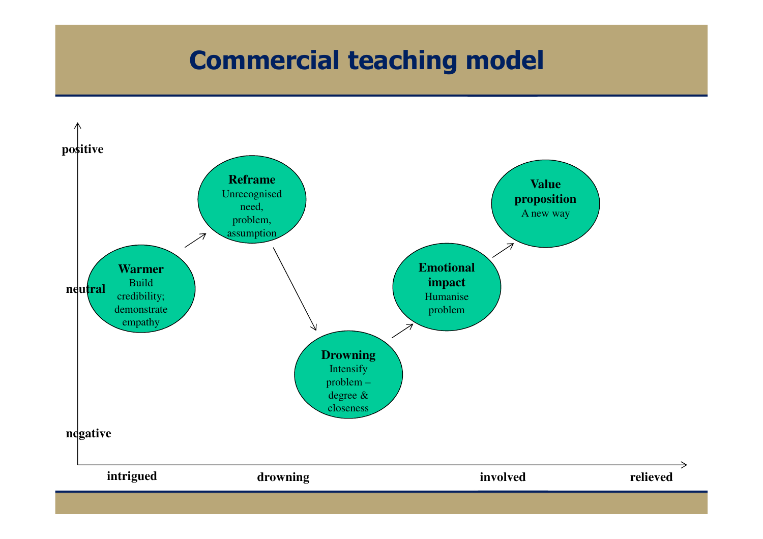# Commercial teaching model

positive

neutral

negative

**Warmer**
Build credibility; demonstrate empathy

**Reframe**
Unrecognised need, problem, assumption

**Drowning**
Intensify problem – degree & closeness

**Emotional impact**
Humanise problem

**Value proposition**
A new way

intrigued | drowning | involved | relieved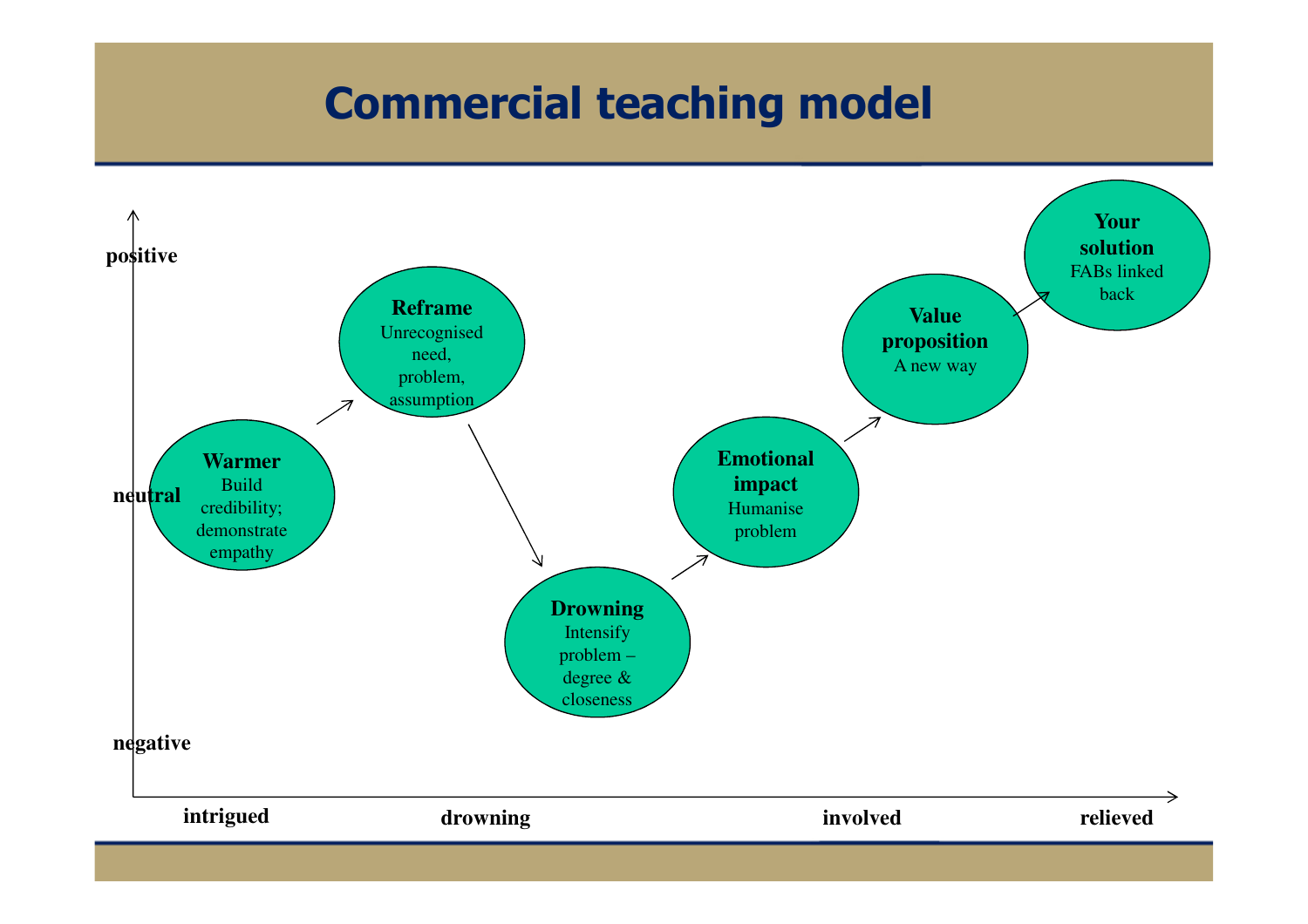# Commercial teaching model

positive

neutral

negative

**Warmer**
Build credibility; demonstrate empathy

**Reframe**
Unrecognised need, problem, assumption

**Drowning**
Intensify problem – degree & closeness

**Emotional impact**
Humanise problem

**Value proposition**
A new way

**Your solution**
FABs linked back

intrigued

drowning

involved

relieved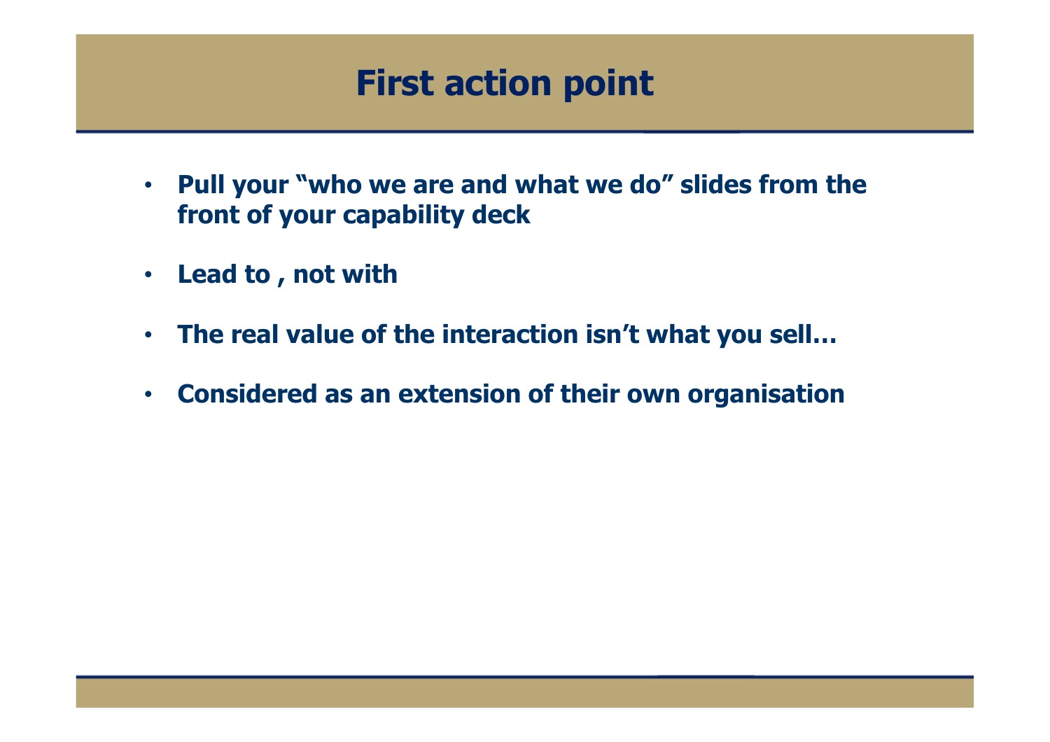# First action point

- Pull your "who we are and what we do" slides from the front of your capability deck
- Lead to , not with
- The real value of the interaction isn't what you sell…
- Considered as an extension of their own organisation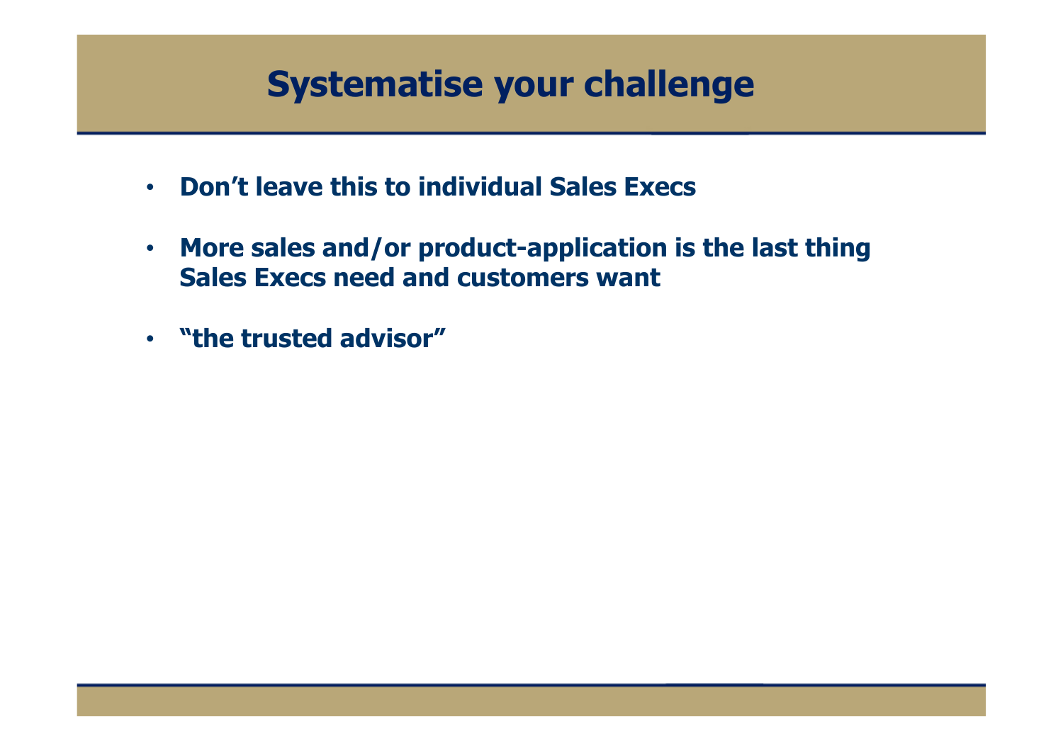# Systematise your challenge

- **Don’t leave this to individual Sales Execs**
- **More sales and/or product-application is the last thing Sales Execs need and customers want**
- **“the trusted advisor”**